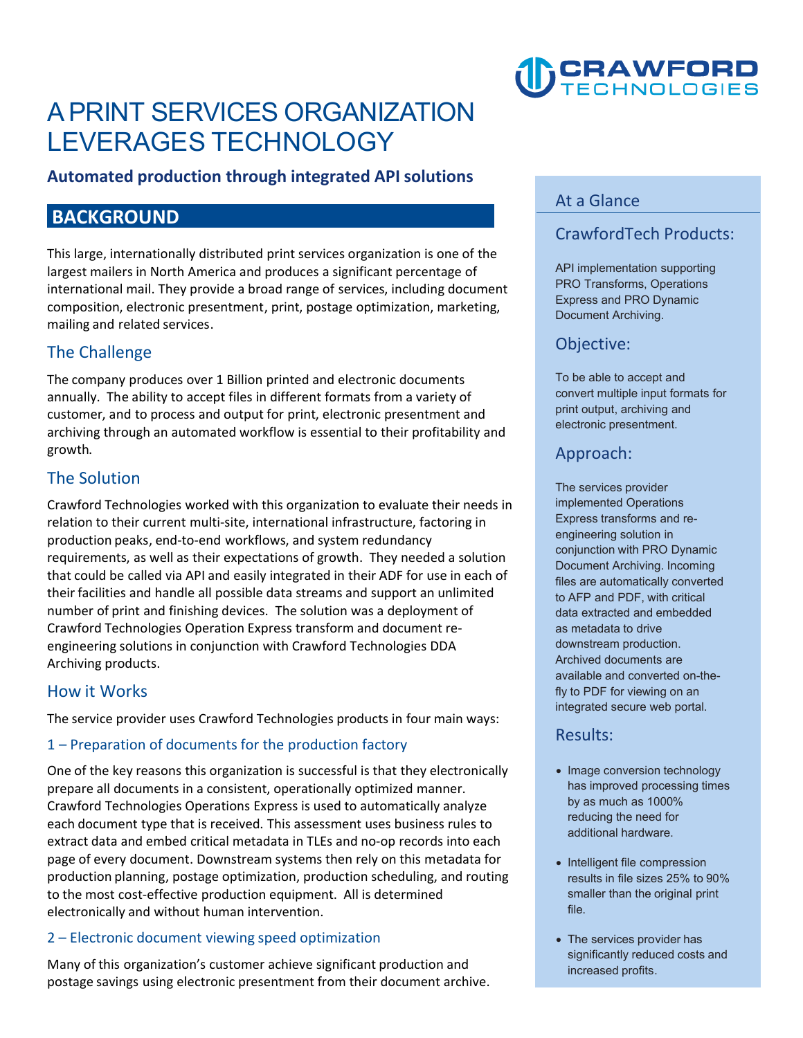# A PRINT SERVICES ORGANIZATION LEVERAGES TECHNOLOGY

**Automated production through integrated API solutions**

## BACKGROUND

This large, internationally distributed print services organization is one of the largest mailers in North America and produces a significant percentage of international mail. They provide a broad range of services, including document composition, electronic presentment, print, postage optimization, marketing, mailing and related services.

### The Challenge

The company produces over 1 Billion printed and electronic documents annually. The ability to accept files in different formats from a variety of customer, and to process and output for print, electronic presentment and archiving through an automated workflow is essential to their profitability and growth.

### The Solution

Crawford Technologies worked with this organization to evaluate their needs in relation to their current multi-site, international infrastructure, factoring in production peaks, end-to-end workflows, and system redundancy requirements, as well as their expectations of growth. They needed a solution that could be called via API and easily integrated in their ADF for use in each of their facilities and handle all possible data streams and support an unlimited number of print and finishing devices. The solution was a deployment of Crawford Technologies Operation Express transform and document re-engineering solutions in conjunction with Crawford Technologies DDA Archiving products.

### How it Works

The service provider uses Crawford Technologies products in four main ways:

#### 1 – Preparation of documents for the production factory

One of the key reasons this organization is successful is that they electronically prepare all documents in a consistent, operationally optimized manner. Crawford Technologies Operations Express is used to automatically analyze each document type that is received. This assessment uses business rules to extract data and embed critical metadata in TLEs and no-op records into each page of every document. Downstream systems then rely on this metadata for production planning, postage optimization, production scheduling, and routing to the most cost-effective production equipment. All is determined electronically and without human intervention.

#### 2 – Electronic document viewing speed optimization

Many of this organization's customer achieve significant production and postage savings using electronic presentment from their document archive.

## At a Glance

### CrawfordTech Products:

API implementation supporting PRO Transforms, Operations Express and PRO Dynamic Document Archiving.

### Objective:

To be able to accept and convert multiple input formats for print output, archiving and electronic presentment.

### Approach:

The services provider implemented Operations Express transforms and re-engineering solution in conjunction with PRO Dynamic Document Archiving. Incoming files are automatically converted to AFP and PDF, with critical data extracted and embedded as metadata to drive downstream production. Archived documents are available and converted on-the-fly to PDF for viewing on an integrated secure web portal.

### Results:

- Image conversion technology has improved processing times by as much as 1000% reducing the need for additional hardware.
- Intelligent file compression results in file sizes 25% to 90% smaller than the original print file.
- The services provider has significantly reduced costs and increased profits.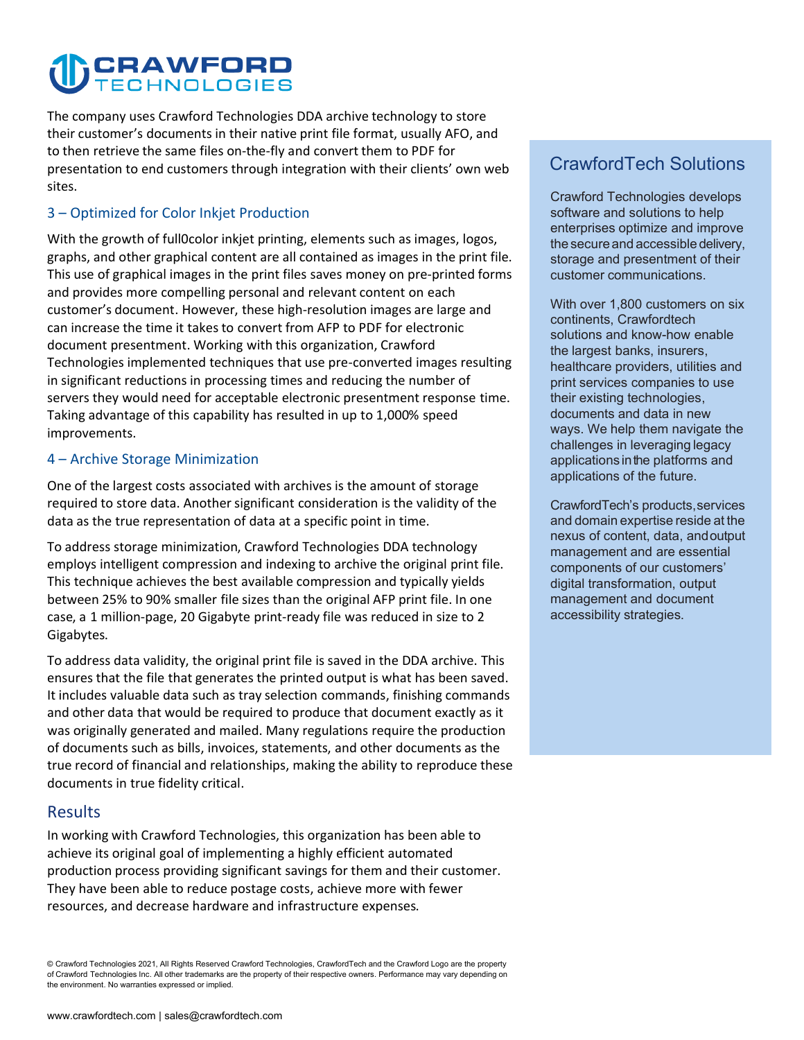The company uses Crawford Technologies DDA archive technology to store their customer's documents in their native print file format, usually AFO, and to then retrieve the same files on-the-fly and convert them to PDF for presentation to end customers through integration with their clients' own web sites.

### 3 – Optimized for Color Inkjet Production

With the growth of full0color inkjet printing, elements such as images, logos, graphs, and other graphical content are all contained as images in the print file. This use of graphical images in the print files saves money on pre-printed forms and provides more compelling personal and relevant content on each customer's document. However, these high-resolution images are large and can increase the time it takes to convert from AFP to PDF for electronic document presentment. Working with this organization, Crawford Technologies implemented techniques that use pre-converted images resulting in significant reductions in processing times and reducing the number of servers they would need for acceptable electronic presentment response time. Taking advantage of this capability has resulted in up to 1,000% speed improvements.

### 4 – Archive Storage Minimization

One of the largest costs associated with archives is the amount of storage required to store data. Another significant consideration is the validity of the data as the true representation of data at a specific point in time.

To address storage minimization, Crawford Technologies DDA technology employs intelligent compression and indexing to archive the original print file. This technique achieves the best available compression and typically yields between 25% to 90% smaller file sizes than the original AFP print file. In one case, a 1 million-page, 20 Gigabyte print-ready file was reduced in size to 2 Gigabytes.

To address data validity, the original print file is saved in the DDA archive. This ensures that the file that generates the printed output is what has been saved. It includes valuable data such as tray selection commands, finishing commands and other data that would be required to produce that document exactly as it was originally generated and mailed. Many regulations require the production of documents such as bills, invoices, statements, and other documents as the true record of financial and relationships, making the ability to reproduce these documents in true fidelity critical.

## Results

In working with Crawford Technologies, this organization has been able to achieve its original goal of implementing a highly efficient automated production process providing significant savings for them and their customer. They have been able to reduce postage costs, achieve more with fewer resources, and decrease hardware and infrastructure expenses.

## CrawfordTech Solutions

Crawford Technologies develops software and solutions to help enterprises optimize and improve the secure and accessible delivery, storage and presentment of their customer communications.

With over 1,800 customers on six continents, Crawfordtech solutions and know-how enable the largest banks, insurers, healthcare providers, utilities and print services companies to use their existing technologies, documents and data in new ways. We help them navigate the challenges in leveraging legacy applications in the platforms and applications of the future.

CrawfordTech's products, services and domain expertise reside at the nexus of content, data, and output management and are essential components of our customers' digital transformation, output management and document accessibility strategies.

© Crawford Technologies 2021, All Rights Reserved Crawford Technologies, CrawfordTech and the Crawford Logo are the property of Crawford Technologies Inc. All other trademarks are the property of their respective owners. Performance may vary depending on the environment. No warranties expressed or implied.

www.crawfordtech.com | sales@crawfordtech.com